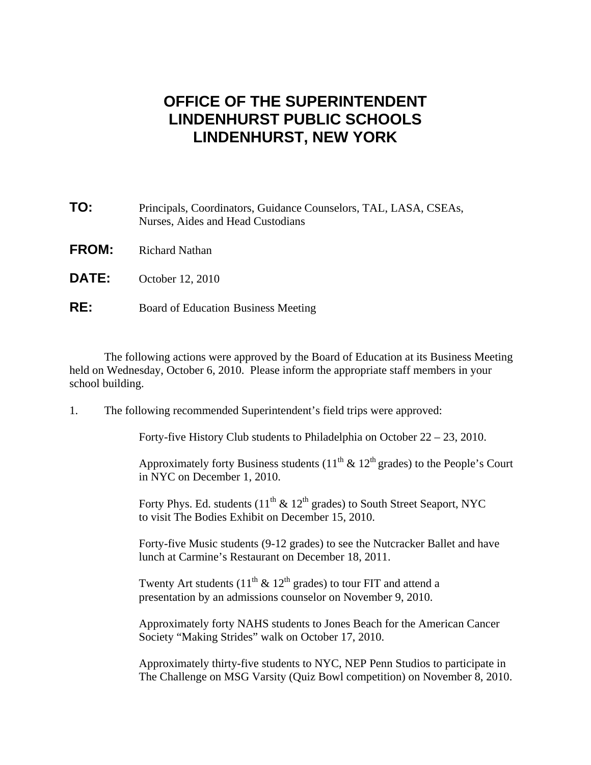# OFFICE OF THE SUPERINTENDENT
# LINDENHURST PUBLIC SCHOOLS
# LINDENHURST, NEW YORK

**TO:** Principals, Coordinators, Guidance Counselors, TAL, LASA, CSEAs, Nurses, Aides and Head Custodians

**FROM:** Richard Nathan

**DATE:** October 12, 2010

**RE:** Board of Education Business Meeting

The following actions were approved by the Board of Education at its Business Meeting held on Wednesday, October 6, 2010. Please inform the appropriate staff members in your school building.

1. The following recommended Superintendent's field trips were approved:

   Forty-five History Club students to Philadelphia on October 22 – 23, 2010.

   Approximately forty Business students (11th & 12th grades) to the People's Court in NYC on December 1, 2010.

   Forty Phys. Ed. students (11th & 12th grades) to South Street Seaport, NYC to visit The Bodies Exhibit on December 15, 2010.

   Forty-five Music students (9-12 grades) to see the Nutcracker Ballet and have lunch at Carmine's Restaurant on December 18, 2011.

   Twenty Art students (11th & 12th grades) to tour FIT and attend a presentation by an admissions counselor on November 9, 2010.

   Approximately forty NAHS students to Jones Beach for the American Cancer Society "Making Strides" walk on October 17, 2010.

   Approximately thirty-five students to NYC, NEP Penn Studios to participate in The Challenge on MSG Varsity (Quiz Bowl competition) on November 8, 2010.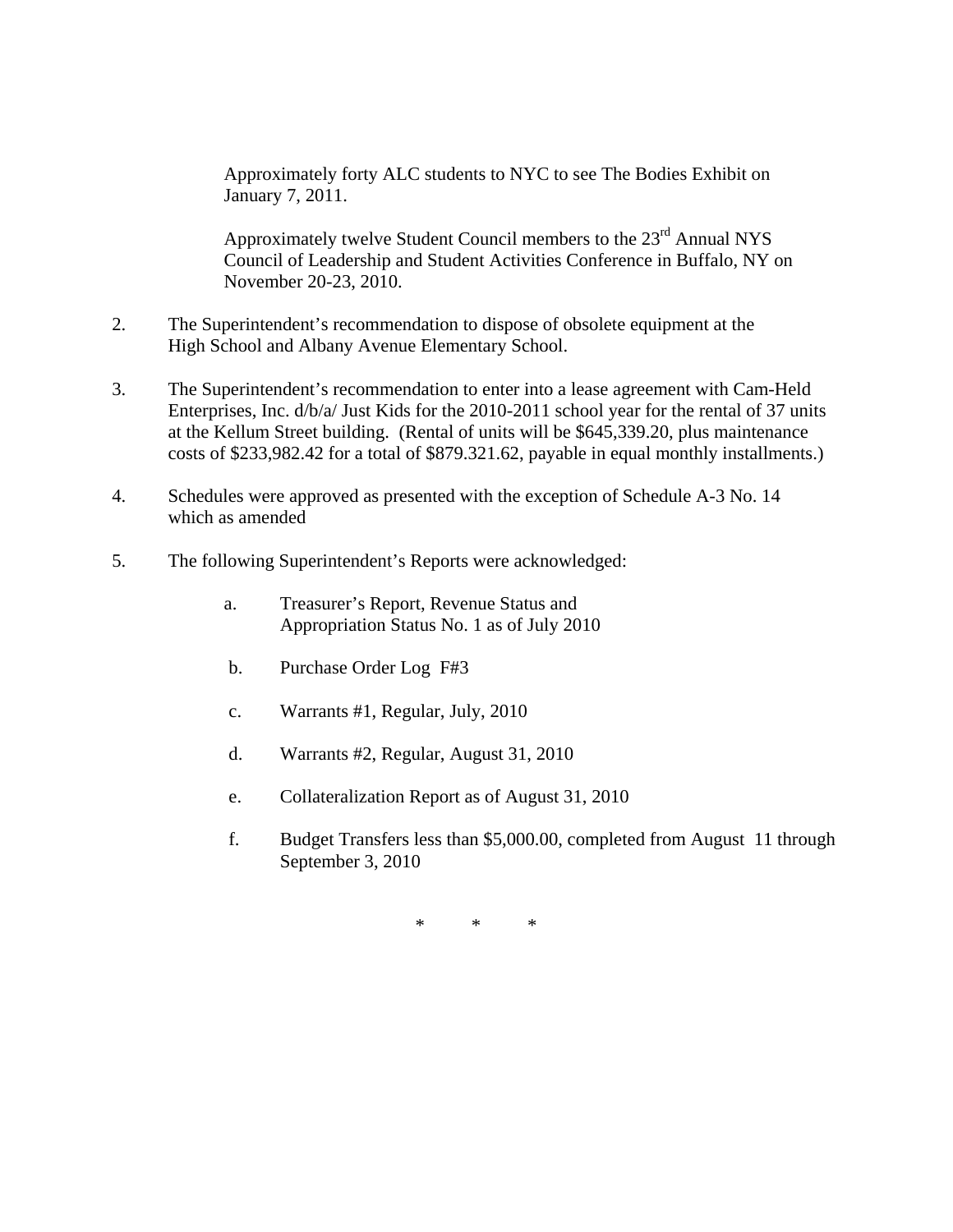Approximately forty ALC students to NYC to see The Bodies Exhibit on January 7, 2011.

Approximately twelve Student Council members to the 23rd Annual NYS Council of Leadership and Student Activities Conference in Buffalo, NY on November 20-23, 2010.

2. The Superintendent's recommendation to dispose of obsolete equipment at the High School and Albany Avenue Elementary School.

3. The Superintendent's recommendation to enter into a lease agreement with Cam-Held Enterprises, Inc. d/b/a/ Just Kids for the 2010-2011 school year for the rental of 37 units at the Kellum Street building. (Rental of units will be $645,339.20, plus maintenance costs of $233,982.42 for a total of $879.321.62, payable in equal monthly installments.)

4. Schedules were approved as presented with the exception of Schedule A-3 No. 14 which as amended

5. The following Superintendent's Reports were acknowledged:

   a. Treasurer's Report, Revenue Status and Appropriation Status No. 1 as of July 2010

   b. Purchase Order Log F#3

   c. Warrants #1, Regular, July, 2010

   d. Warrants #2, Regular, August 31, 2010

   e. Collateralization Report as of August 31, 2010

   f. Budget Transfers less than $5,000.00, completed from August 11 through September 3, 2010

\* \* \*